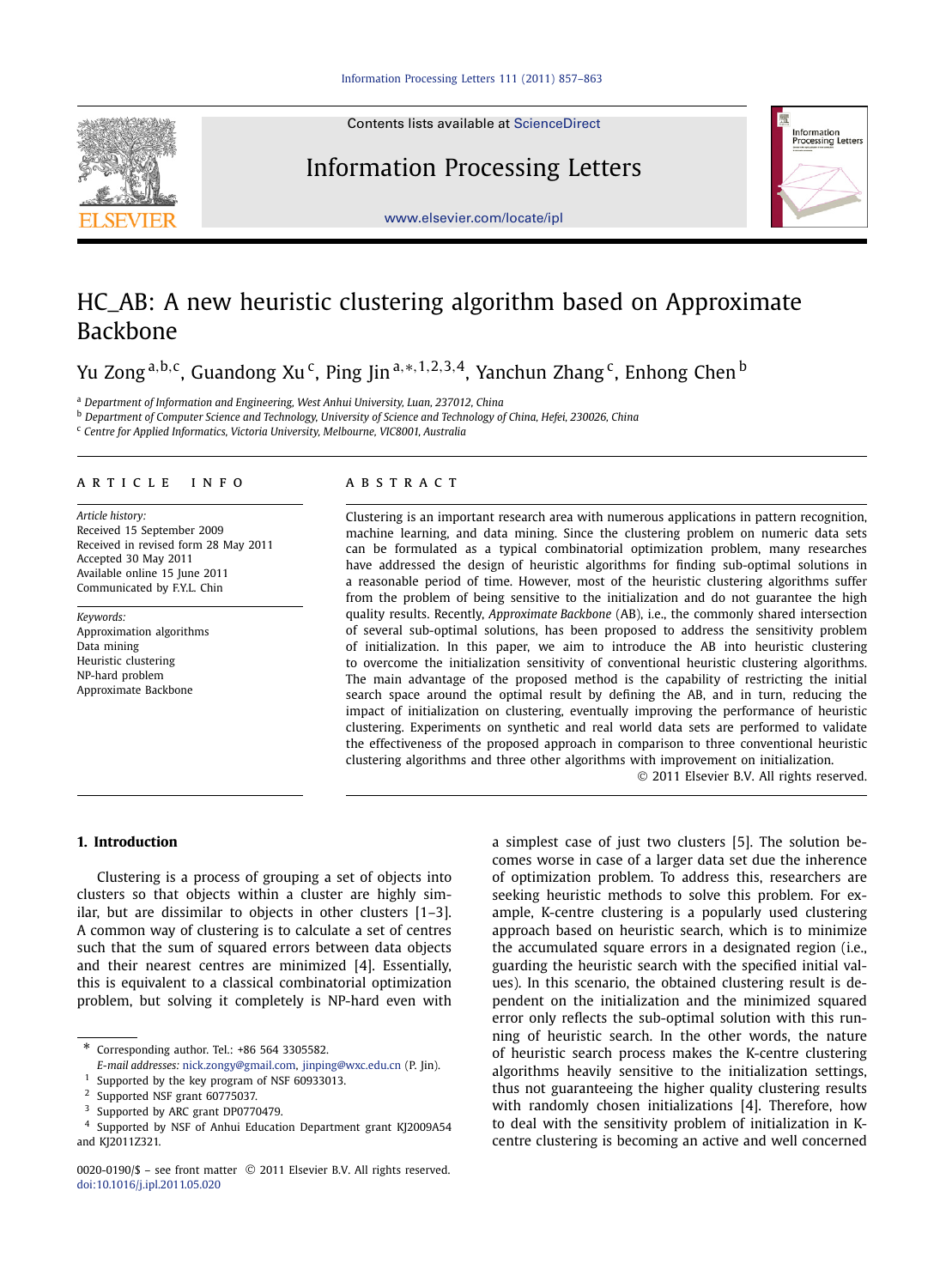# HC_AB: A new heuristic clustering algorithm based on Approximate Backbone

Yu Zong [a,b,c], Guandong Xu [c], Ping Jin [a,*,1,2,3,4], Yanchun Zhang [c], Enhong Chen [b]

[a] Department of Information and Engineering, West Anhui University, Luan, 237012, China

[b] Department of Computer Science and Technology, University of Science and Technology of China, Hefei, 230026, China

[c] Centre for Applied Informatics, Victoria University, Melbourne, VIC8001, Australia

## ARTICLE INFO

*Article history:*
Received 15 September 2009
Received in revised form 28 May 2011
Accepted 30 May 2011
Available online 15 June 2011
Communicated by F.Y.L. Chin

*Keywords:*
Approximation algorithms
Data mining
Heuristic clustering
NP-hard problem
Approximate Backbone

## ABSTRACT

Clustering is an important research area with numerous applications in pattern recognition, machine learning, and data mining. Since the clustering problem on numeric data sets can be formulated as a typical combinatorial optimization problem, many researches have addressed the design of heuristic algorithms for finding sub-optimal solutions in a reasonable period of time. However, most of the heuristic clustering algorithms suffer from the problem of being sensitive to the initialization and do not guarantee the high quality results. Recently, *Approximate Backbone* (AB), i.e., the commonly shared intersection of several sub-optimal solutions, has been proposed to address the sensitivity problem of initialization. In this paper, we aim to introduce the AB into heuristic clustering to overcome the initialization sensitivity of conventional heuristic clustering algorithms. The main advantage of the proposed method is the capability of restricting the initial search space around the optimal result by defining the AB, and in turn, reducing the impact of initialization on clustering, eventually improving the performance of heuristic clustering. Experiments on synthetic and real world data sets are performed to validate the effectiveness of the proposed approach in comparison to three conventional heuristic clustering algorithms and three other algorithms with improvement on initialization.

© 2011 Elsevier B.V. All rights reserved.

## 1. Introduction

Clustering is a process of grouping a set of objects into clusters so that objects within a cluster are highly similar, but are dissimilar to objects in other clusters [1–3]. A common way of clustering is to calculate a set of centres such that the sum of squared errors between data objects and their nearest centres are minimized [4]. Essentially, this is equivalent to a classical combinatorial optimization problem, but solving it completely is NP-hard even with a simplest case of just two clusters [5]. The solution becomes worse in case of a larger data set due the inherence of optimization problem. To address this, researchers are seeking heuristic methods to solve this problem. For example, K-centre clustering is a popularly used clustering approach based on heuristic search, which is to minimize the accumulated square errors in a designated region (i.e., guarding the heuristic search with the specified initial values). In this scenario, the obtained clustering result is dependent on the initialization and the minimized squared error only reflects the sub-optimal solution with this running of heuristic search. In the other words, the nature of heuristic search process makes the K-centre clustering algorithms heavily sensitive to the initialization settings, thus not guaranteeing the higher quality clustering results with randomly chosen initializations [4]. Therefore, how to deal with the sensitivity problem of initialization in K-centre clustering is becoming an active and well concerned

---

* Corresponding author. Tel.: +86 564 3305582.
*E-mail addresses:* nick.zongy@gmail.com, jinping@wxc.edu.cn (P. Jin).

1 Supported by the key program of NSF 60933013.

2 Supported NSF grant 60775037.

3 Supported by ARC grant DP0770479.

4 Supported by NSF of Anhui Education Department grant KJ2009A54 and KJ2011Z321.

0020-0190/$ – see front matter © 2011 Elsevier B.V. All rights reserved.
doi:10.1016/j.ipl.2011.05.020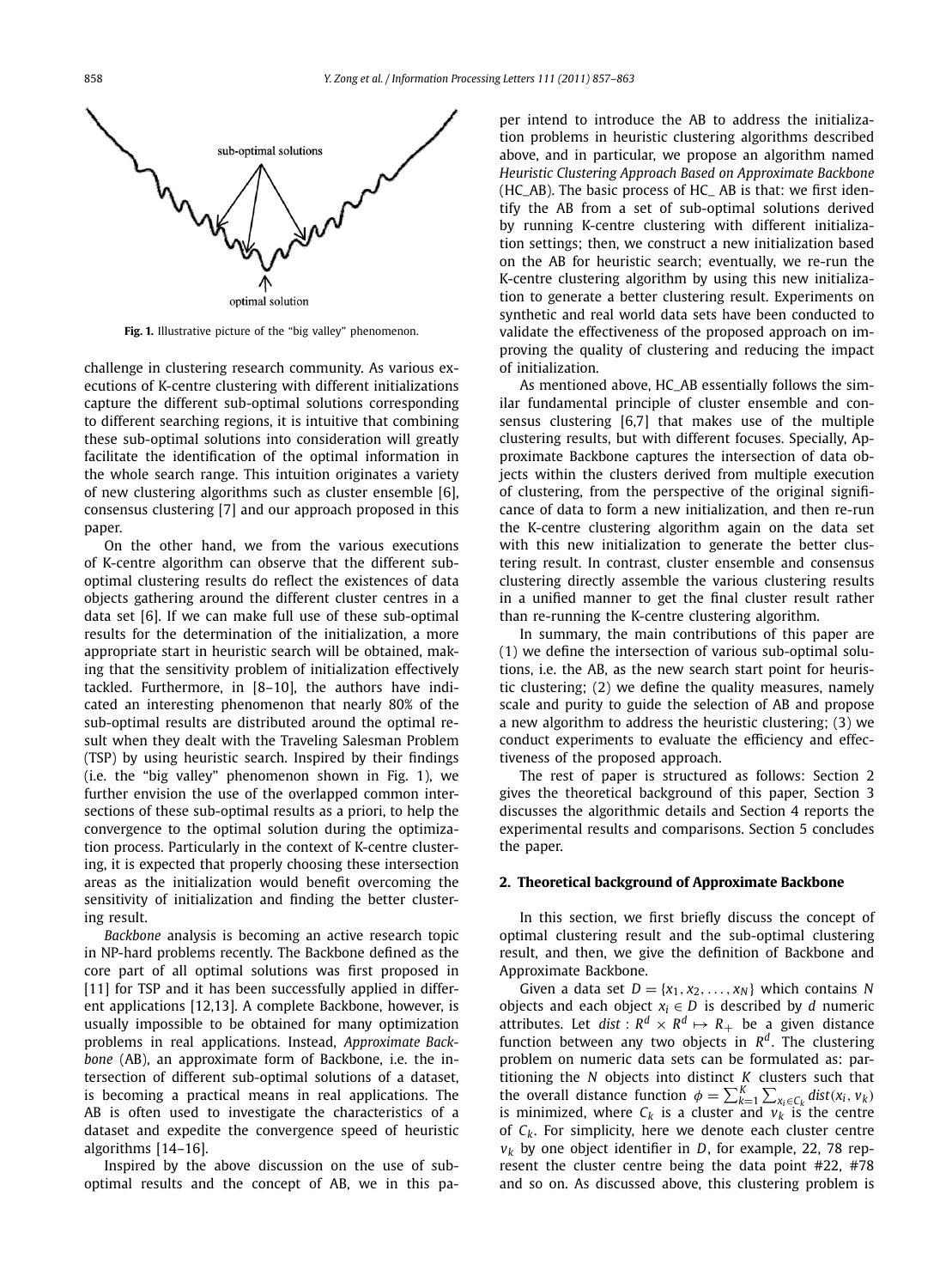Fig. 1. Illustrative picture of the "big valley" phenomenon.

challenge in clustering research community. As various executions of K-centre clustering with different initializations capture the different sub-optimal solutions corresponding to different searching regions, it is intuitive that combining these sub-optimal solutions into consideration will greatly facilitate the identification of the optimal information in the whole search range. This intuition originates a variety of new clustering algorithms such as cluster ensemble [6], consensus clustering [7] and our approach proposed in this paper.

On the other hand, we from the various executions of K-centre algorithm can observe that the different sub-optimal clustering results do reflect the existences of data objects gathering around the different cluster centres in a data set [6]. If we can make full use of these sub-optimal results for the determination of the initialization, a more appropriate start in heuristic search will be obtained, making that the sensitivity problem of initialization effectively tackled. Furthermore, in [8–10], the authors have indicated an interesting phenomenon that nearly 80% of the sub-optimal results are distributed around the optimal result when they dealt with the Traveling Salesman Problem (TSP) by using heuristic search. Inspired by their findings (i.e. the "big valley" phenomenon shown in Fig. 1), we further envision the use of the overlapped common intersections of these sub-optimal results as a priori, to help the convergence to the optimal solution during the optimization process. Particularly in the context of K-centre clustering, it is expected that properly choosing these intersection areas as the initialization would benefit overcoming the sensitivity of initialization and finding the better clustering result.

*Backbone* analysis is becoming an active research topic in NP-hard problems recently. The Backbone defined as the core part of all optimal solutions was first proposed in [11] for TSP and it has been successfully applied in different applications [12,13]. A complete Backbone, however, is usually impossible to be obtained for many optimization problems in real applications. Instead, *Approximate Backbone* (AB), an approximate form of Backbone, i.e. the intersection of different sub-optimal solutions of a dataset, is becoming a practical means in real applications. The AB is often used to investigate the characteristics of a dataset and expedite the convergence speed of heuristic algorithms [14–16].

Inspired by the above discussion on the use of sub-optimal results and the concept of AB, we in this paper intend to introduce the AB to address the initialization problems in heuristic clustering algorithms described above, and in particular, we propose an algorithm named *Heuristic Clustering Approach Based on Approximate Backbone* (HC_AB). The basic process of HC_ AB is that: we first identify the AB from a set of sub-optimal solutions derived by running K-centre clustering with different initialization settings; then, we construct a new initialization based on the AB for heuristic search; eventually, we re-run the K-centre clustering algorithm by using this new initialization to generate a better clustering result. Experiments on synthetic and real world data sets have been conducted to validate the effectiveness of the proposed approach on improving the quality of clustering and reducing the impact of initialization.

As mentioned above, HC_AB essentially follows the similar fundamental principle of cluster ensemble and consensus clustering [6,7] that makes use of the multiple clustering results, but with different focuses. Specially, Approximate Backbone captures the intersection of data objects within the clusters derived from multiple execution of clustering, from the perspective of the original significance of data to form a new initialization, and then re-run the K-centre clustering algorithm again on the data set with this new initialization to generate the better clustering result. In contrast, cluster ensemble and consensus clustering directly assemble the various clustering results in a unified manner to get the final cluster result rather than re-running the K-centre clustering algorithm.

In summary, the main contributions of this paper are (1) we define the intersection of various sub-optimal solutions, i.e. the AB, as the new search start point for heuristic clustering; (2) we define the quality measures, namely scale and purity to guide the selection of AB and propose a new algorithm to address the heuristic clustering; (3) we conduct experiments to evaluate the efficiency and effectiveness of the proposed approach.

The rest of paper is structured as follows: Section 2 gives the theoretical background of this paper, Section 3 discusses the algorithmic details and Section 4 reports the experimental results and comparisons. Section 5 concludes the paper.

## 2. Theoretical background of Approximate Backbone

In this section, we first briefly discuss the concept of optimal clustering result and the sub-optimal clustering result, and then, we give the definition of Backbone and Approximate Backbone.

Given a data set $D = \{x_1, x_2, \ldots, x_N\}$ which contains $N$ objects and each object $x_i \in D$ is described by $d$ numeric attributes. Let $dist: R^d \times R^d \mapsto R_+$ be a given distance function between any two objects in $R^d$. The clustering problem on numeric data sets can be formulated as: partitioning the $N$ objects into distinct $K$ clusters such that the overall distance function $\phi = \sum_{k=1}^{K} \sum_{x_i \in C_k} dist(x_i, v_k)$ is minimized, where $C_k$ is a cluster and $v_k$ is the centre of $C_k$. For simplicity, here we denote each cluster centre $v_k$ by one object identifier in $D$, for example, 22, 78 represent the cluster centre being the data point #22, #78 and so on. As discussed above, this clustering problem is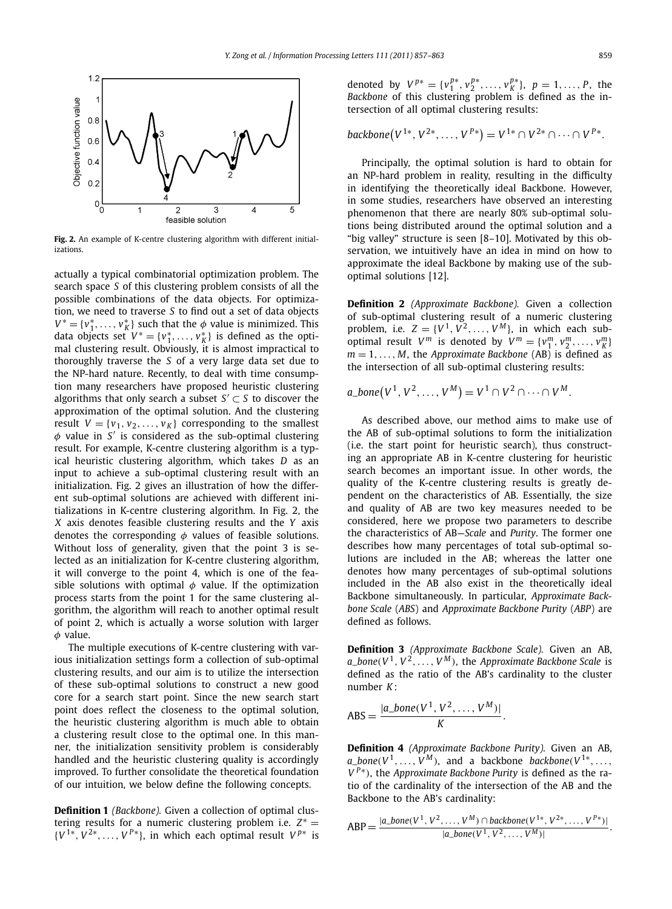**Fig. 2.** An example of K-centre clustering algorithm with different initializations.

actually a typical combinatorial optimization problem. The search space $S$ of this clustering problem consists of all the possible combinations of the data objects. For optimization, we need to traverse $S$ to find out a set of data objects $V^* = \{v_1^*, \ldots, v_K^*\}$ such that the $\phi$ value is minimized. This data objects set $V^* = \{v_1^*, \ldots, v_K^*\}$ is defined as the optimal clustering result. Obviously, it is almost impractical to thoroughly traverse the $S$ of a very large data set due to the NP-hard nature. Recently, to deal with time consumption many researchers have proposed heuristic clustering algorithms that only search a subset $S' \subset S$ to discover the approximation of the optimal solution. And the clustering result $V = \{v_1, v_2, \ldots, v_K\}$ corresponding to the smallest $\phi$ value in $S'$ is considered as the sub-optimal clustering result. For example, K-centre clustering algorithm is a typical heuristic clustering algorithm, which takes $D$ as an input to achieve a sub-optimal clustering result with an initialization. Fig. 2 gives an illustration of how the different sub-optimal solutions are achieved with different initializations in K-centre clustering algorithm. In Fig. 2, the $X$ axis denotes feasible clustering results and the $Y$ axis denotes the corresponding $\phi$ values of feasible solutions. Without loss of generality, given that the point 3 is selected as an initialization for K-centre clustering algorithm, it will converge to the point 4, which is one of the feasible solutions with optimal $\phi$ value. If the optimization process starts from the point 1 for the same clustering algorithm, the algorithm will reach to another optimal result of point 2, which is actually a worse solution with larger $\phi$ value.

The multiple executions of K-centre clustering with various initialization settings form a collection of sub-optimal clustering results, and our aim is to utilize the intersection of these sub-optimal solutions to construct a new good core for a search start point. Since the new search start point does reflect the closeness to the optimal solution, the heuristic clustering algorithm is much able to obtain a clustering result close to the optimal one. In this manner, the initialization sensitivity problem is considerably handled and the heuristic clustering quality is accordingly improved. To further consolidate the theoretical foundation of our intuition, we below define the following concepts.

**Definition 1** *(Backbone).* Given a collection of optimal clustering results for a numeric clustering problem i.e. $Z^* = \{V^{1*}, V^{2*}, \ldots, V^{P*}\}$, in which each optimal result $V^{p*}$ is denoted by $V^{p*} = \{v_1^{p*}, v_2^{p*}, \ldots, v_K^{p*}\}$, $p = 1, \ldots, P$, the *Backbone* of this clustering problem is defined as the intersection of all optimal clustering results:

$$backbone\big(V^{1*}, V^{2*}, \ldots, V^{P*}\big) = V^{1*} \cap V^{2*} \cap \cdots \cap V^{P*}.$$

Principally, the optimal solution is hard to obtain for an NP-hard problem in reality, resulting in the difficulty in identifying the theoretically ideal Backbone. However, in some studies, researchers have observed an interesting phenomenon that there are nearly 80% sub-optimal solutions being distributed around the optimal solution and a "big valley" structure is seen [8–10]. Motivated by this observation, we intuitively have an idea in mind on how to approximate the ideal Backbone by making use of the sub-optimal solutions [12].

**Definition 2** *(Approximate Backbone).* Given a collection of sub-optimal clustering result of a numeric clustering problem, i.e. $Z = \{V^1, V^2, \ldots, V^M\}$, in which each sub-optimal result $V^m$ is denoted by $V^m = \{v_1^m, v_2^m, \ldots, v_K^m\}$ $m = 1, \ldots, M$, the *Approximate Backbone* (AB) is defined as the intersection of all sub-optimal clustering results:

$$a\_bone\big(V^1, V^2, \ldots, V^M\big) = V^1 \cap V^2 \cap \cdots \cap V^M.$$

As described above, our method aims to make use of the AB of sub-optimal solutions to form the initialization (i.e. the start point for heuristic search), thus constructing an appropriate AB in K-centre clustering for heuristic search becomes an important issue. In other words, the quality of the K-centre clustering results is greatly dependent on the characteristics of AB. Essentially, the size and quality of AB are two key measures needed to be considered, here we propose two parameters to describe the characteristics of AB—*Scale* and *Purity*. The former one describes how many percentages of total sub-optimal solutions are included in the AB; whereas the latter one denotes how many percentages of sub-optimal solutions included in the AB also exist in the theoretically ideal Backbone simultaneously. In particular, *Approximate Backbone Scale* (*ABS*) and *Approximate Backbone Purity* (*ABP*) are defined as follows.

**Definition 3** *(Approximate Backbone Scale).* Given an AB, $a\_bone(V^1, V^2, \ldots, V^M)$, the *Approximate Backbone Scale* is defined as the ratio of the AB's cardinality to the cluster number $K$:

$$\text{ABS} = \frac{|a\_bone(V^1, V^2, \ldots, V^M)|}{K}.$$

**Definition 4** *(Approximate Backbone Purity).* Given an AB, $a\_bone(V^1, \ldots, V^M)$, and a backbone $backbone(V^{1*}, \ldots, V^{P*})$, the *Approximate Backbone Purity* is defined as the ratio of the cardinality of the intersection of the AB and the Backbone to the AB's cardinality:

$$\text{ABP} = \frac{|a\_bone(V^1, V^2, \ldots, V^M) \cap backbone(V^{1*}, V^{2*}, \ldots, V^{P*})|}{|a\_bone(V^1, V^2, \ldots, V^M)|}.$$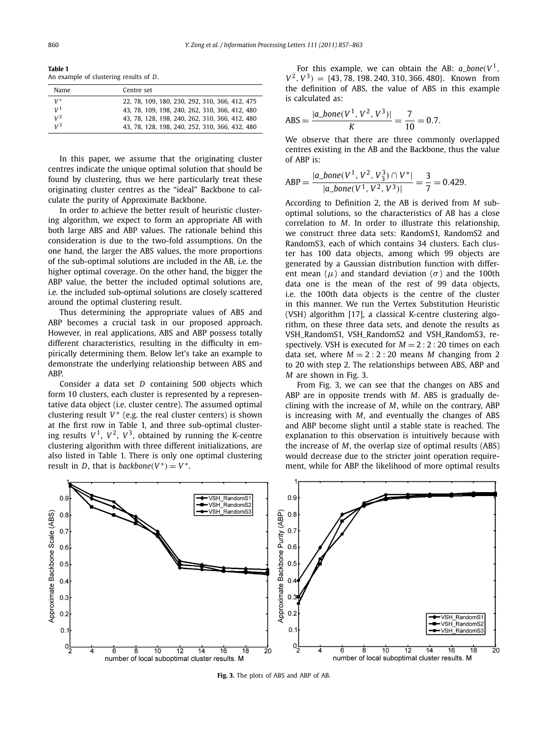**Table 1**
An example of clustering results of $D$.

| Name | Centre set |
|---|---|
| $V^*$ | 22, 78, 109, 180, 230, 292, 310, 366, 412, 475 |
| $V^1$ | 43, 78, 109, 198, 240, 262, 310, 366, 412, 480 |
| $V^2$ | 43, 78, 128, 198, 240, 262, 310, 366, 412, 480 |
| $V^3$ | 43, 78, 128, 198, 240, 252, 310, 366, 432, 480 |

In this paper, we assume that the originating cluster centres indicate the unique optimal solution that should be found by clustering, thus we here particularly treat these originating cluster centres as the "ideal" Backbone to calculate the purity of Approximate Backbone.

In order to achieve the better result of heuristic clustering algorithm, we expect to form an appropriate AB with both large ABS and ABP values. The rationale behind this consideration is due to the two-fold assumptions. On the one hand, the larger the ABS values, the more proportions of the sub-optimal solutions are included in the AB, i.e. the higher optimal coverage. On the other hand, the bigger the ABP value, the better the included optimal solutions are, i.e. the included sub-optimal solutions are closely scattered around the optimal clustering result.

Thus determining the appropriate values of ABS and ABP becomes a crucial task in our proposed approach. However, in real applications, ABS and ABP possess totally different characteristics, resulting in the difficulty in empirically determining them. Below let's take an example to demonstrate the underlying relationship between ABS and ABP.

Consider a data set $D$ containing 500 objects which form 10 clusters, each cluster is represented by a representative data object (i.e. cluster centre). The assumed optimal clustering result $V^*$ (e.g. the real cluster centers) is shown at the first row in Table 1, and three sub-optimal clustering results $V^1$, $V^2$, $V^3$, obtained by running the K-centre clustering algorithm with three different initializations, are also listed in Table 1. There is only one optimal clustering result in $D$, that is $backbone(V^*) = V^*$.

For this example, we can obtain the AB: $a\_bone(V^1, V^2, V^3) = \{43, 78, 198, 240, 310, 366, 480\}$. Known from the definition of ABS, the value of ABS in this example is calculated as:

$$\text{ABS} = \frac{|a\_bone(V^1, V^2, V^3)|}{K} = \frac{7}{10} = 0.7.$$

We observe that there are three commonly overlapped centres existing in the AB and the Backbone, thus the value of ABP is:

$$\text{ABP} = \frac{|a\_bone(V^1, V^2, V_3^3) \cap V^*|}{|a\_bone(V^1, V^2, V^3)|} = \frac{3}{7} = 0.429.$$

According to Definition 2, the AB is derived from $M$ sub-optimal solutions, so the characteristics of AB has a close correlation to $M$. In order to illustrate this relationship, we construct three data sets: RandomS1, RandomS2 and RandomS3, each of which contains 34 clusters. Each cluster has 100 data objects, among which 99 objects are generated by a Gaussian distribution function with different mean ($\mu$) and standard deviation ($\sigma$) and the 100th data one is the mean of the rest of 99 data objects, i.e. the 100th data objects is the centre of the cluster in this manner. We run the Vertex Substitution Heuristic (VSH) algorithm [17], a classical K-centre clustering algorithm, on these three data sets, and denote the results as VSH_RandomS1, VSH_RandomS2 and VSH_RandomS3, respectively. VSH is executed for $M = 2:2:20$ times on each data set, where $M = 2:2:20$ means $M$ changing from 2 to 20 with step 2. The relationships between ABS, ABP and $M$ are shown in Fig. 3.

From Fig. 3, we can see that the changes on ABS and ABP are in opposite trends with $M$. ABS is gradually declining with the increase of $M$, while on the contrary, ABP is increasing with $M$, and eventually the changes of ABS and ABP become slight until a stable state is reached. The explanation to this observation is intuitively because with the increase of $M$, the overlap size of optimal results (ABS) would decrease due to the stricter joint operation requirement, while for ABP the likelihood of more optimal results

**Fig. 3.** The plots of ABS and ABP of AB.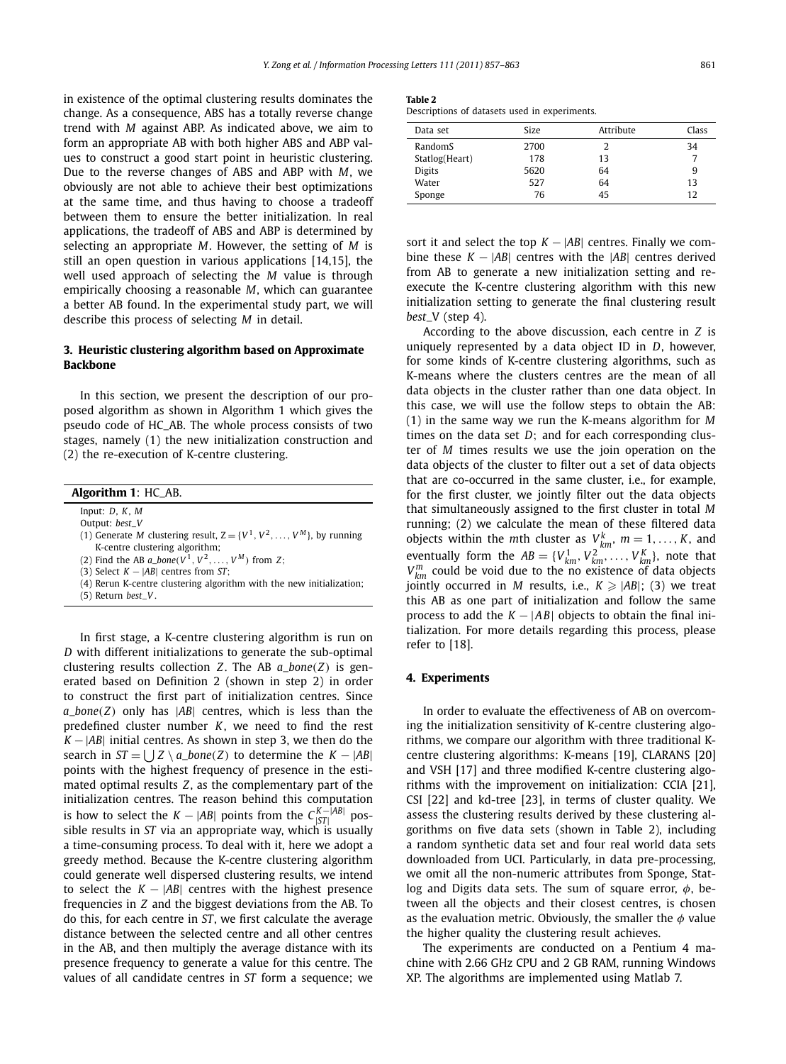in existence of the optimal clustering results dominates the change. As a consequence, ABS has a totally reverse change trend with $M$ against ABP. As indicated above, we aim to form an appropriate AB with both higher ABS and ABP values to construct a good start point in heuristic clustering. Due to the reverse changes of ABS and ABP with $M$, we obviously are not able to achieve their best optimizations at the same time, and thus having to choose a tradeoff between them to ensure the better initialization. In real applications, the tradeoff of ABS and ABP is determined by selecting an appropriate $M$. However, the setting of $M$ is still an open question in various applications [14,15], the well used approach of selecting the $M$ value is through empirically choosing a reasonable $M$, which can guarantee a better AB found. In the experimental study part, we will describe this process of selecting $M$ in detail.

## 3. Heuristic clustering algorithm based on Approximate Backbone

In this section, we present the description of our proposed algorithm as shown in Algorithm 1 which gives the pseudo code of HC_AB. The whole process consists of two stages, namely (1) the new initialization construction and (2) the re-execution of K-centre clustering.

**Algorithm 1**: HC_AB.

Input: $D$, $K$, $M$
Output: *best_V*
(1) Generate $M$ clustering result, $Z = \{V^1, V^2, \ldots, V^M\}$, by running K-centre clustering algorithm;
(2) Find the AB $a\_bone(V^1, V^2, \ldots, V^M)$ from $Z$;
(3) Select $K - |AB|$ centres from $ST$;
(4) Rerun K-centre clustering algorithm with the new initialization;
(5) Return *best_V*.

In first stage, a K-centre clustering algorithm is run on $D$ with different initializations to generate the sub-optimal clustering results collection $Z$. The AB $a\_bone(Z)$ is generated based on Definition 2 (shown in step 2) in order to construct the first part of initialization centres. Since $a\_bone(Z)$ only has $|AB|$ centres, which is less than the predefined cluster number $K$, we need to find the rest $K - |AB|$ initial centres. As shown in step 3, we then do the search in $ST = \bigcup Z \setminus a\_bone(Z)$ to determine the $K - |AB|$ points with the highest frequency of presence in the estimated optimal results $Z$, as the complementary part of the initialization centres. The reason behind this computation is how to select the $K - |AB|$ points from the $C_{|ST|}^{K-|AB|}$ possible results in $ST$ via an appropriate way, which is usually a time-consuming process. To deal with it, here we adopt a greedy method. Because the K-centre clustering algorithm could generate well dispersed clustering results, we intend to select the $K - |AB|$ centres with the highest presence frequencies in $Z$ and the biggest deviations from the AB. To do this, for each centre in $ST$, we first calculate the average distance between the selected centre and all other centres in the AB, and then multiply the average distance with its presence frequency to generate a value for this centre. The values of all candidate centres in $ST$ form a sequence; we sort it and select the top $K - |AB|$ centres. Finally we combine these $K - |AB|$ centres with the $|AB|$ centres derived from AB to generate a new initialization setting and re-execute the K-centre clustering algorithm with this new initialization setting to generate the final clustering result *best_V* (step 4).

According to the above discussion, each centre in $Z$ is uniquely represented by a data object ID in $D$, however, for some kinds of K-centre clustering algorithms, such as K-means where the clusters centres are the mean of all data objects in the cluster rather than one data object. In this case, we will use the follow steps to obtain the AB: (1) in the same way we run the K-means algorithm for $M$ times on the data set $D$; and for each corresponding cluster of $M$ times results we use the join operation on the data objects of the cluster to filter out a set of data objects that are co-occurred in the same cluster, i.e., for example, for the first cluster, we jointly filter out the data objects that simultaneously assigned to the first cluster in total $M$ running; (2) we calculate the mean of these filtered data objects within the $m$th cluster as $V_{km}^{k}$, $m = 1, \ldots, K$, and eventually form the $AB = \{V_{km}^1, V_{km}^2, \ldots, V_{km}^K\}$, note that $V_{km}^m$ could be void due to the no existence of data objects jointly occurred in $M$ results, i.e., $K \geqslant |AB|$; (3) we treat this AB as one part of initialization and follow the same process to add the $K - |AB|$ objects to obtain the final initialization. For more details regarding this process, please refer to [18].

## 4. Experiments

**Table 2**
Descriptions of datasets used in experiments.

| Data set | Size | Attribute | Class |
|---|---|---|---|
| RandomS | 2700 | 2 | 34 |
| Statlog(Heart) | 178 | 13 | 7 |
| Digits | 5620 | 64 | 9 |
| Water | 527 | 64 | 13 |
| Sponge | 76 | 45 | 12 |

In order to evaluate the effectiveness of AB on overcoming the initialization sensitivity of K-centre clustering algorithms, we compare our algorithm with three traditional K-centre clustering algorithms: K-means [19], CLARANS [20] and VSH [17] and three modified K-centre clustering algorithms with the improvement on initialization: CCIA [21], CSI [22] and kd-tree [23], in terms of cluster quality. We assess the clustering results derived by these clustering algorithms on five data sets (shown in Table 2), including a random synthetic data set and four real world data sets downloaded from UCI. Particularly, in data pre-processing, we omit all the non-numeric attributes from Sponge, Statlog and Digits data sets. The sum of square error, $\phi$, between all the objects and their closest centres, is chosen as the evaluation metric. Obviously, the smaller the $\phi$ value the higher quality the clustering result achieves.

The experiments are conducted on a Pentium 4 machine with 2.66 GHz CPU and 2 GB RAM, running Windows XP. The algorithms are implemented using Matlab 7.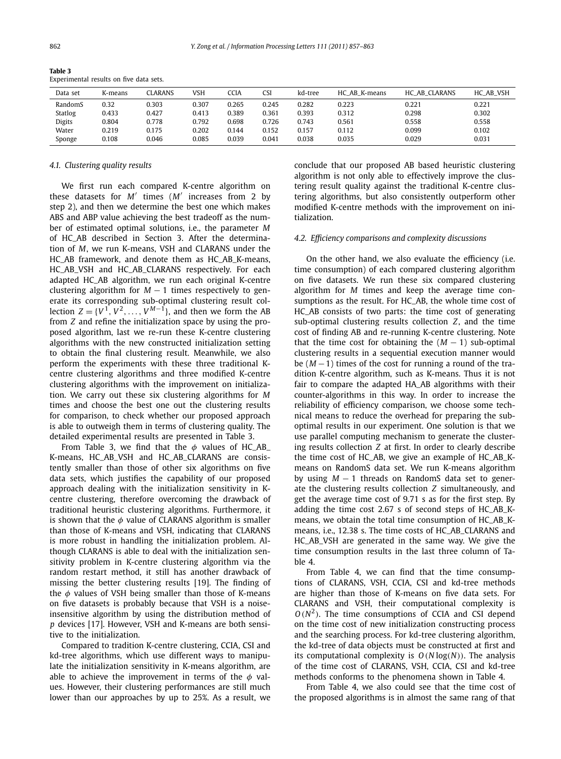**Table 3**
Experimental results on five data sets.

| Data set | K-means | CLARANS | VSH | CCIA | CSI | kd-tree | HC_AB_K-means | HC_AB_CLARANS | HC_AB_VSH |
|---|---|---|---|---|---|---|---|---|---|
| RandomS | 0.32 | 0.303 | 0.307 | 0.265 | 0.245 | 0.282 | 0.223 | 0.221 | 0.221 |
| Statlog | 0.433 | 0.427 | 0.413 | 0.389 | 0.361 | 0.393 | 0.312 | 0.298 | 0.302 |
| Digits | 0.804 | 0.778 | 0.792 | 0.698 | 0.726 | 0.743 | 0.561 | 0.558 | 0.558 |
| Water | 0.219 | 0.175 | 0.202 | 0.144 | 0.152 | 0.157 | 0.112 | 0.099 | 0.102 |
| Sponge | 0.108 | 0.046 | 0.085 | 0.039 | 0.041 | 0.038 | 0.035 | 0.029 | 0.031 |

### 4.1. Clustering quality results

We first run each compared K-centre algorithm on these datasets for $M'$ times ($M'$ increases from 2 by step 2), and then we determine the best one which makes ABS and ABP value achieving the best tradeoff as the number of estimated optimal solutions, i.e., the parameter $M$ of HC_AB described in Section 3. After the determination of $M$, we run K-means, VSH and CLARANS under the HC_AB framework, and denote them as HC_AB_K-means, HC_AB_VSH and HC_AB_CLARANS respectively. For each adapted HC_AB algorithm, we run each original K-centre clustering algorithm for $M - 1$ times respectively to generate its corresponding sub-optimal clustering result collection $Z = \{V^1, V^2, \ldots, V^{M-1}\}$, and then we form the AB from $Z$ and refine the initialization space by using the proposed algorithm, last we re-run these K-centre clustering algorithms with the new constructed initialization setting to obtain the final clustering result. Meanwhile, we also perform the experiments with these three traditional K-centre clustering algorithms and three modified K-centre clustering algorithms with the improvement on initialization. We carry out these six clustering algorithms for $M$ times and choose the best one out the clustering results for comparison, to check whether our proposed approach is able to outweigh them in terms of clustering quality. The detailed experimental results are presented in Table 3.

From Table 3, we find that the $\phi$ values of HC_AB_K-means, HC_AB_VSH and HC_AB_CLARANS are consistently smaller than those of other six algorithms on five data sets, which justifies the capability of our proposed approach dealing with the initialization sensitivity in K-centre clustering, therefore overcoming the drawback of traditional heuristic clustering algorithms. Furthermore, it is shown that the $\phi$ value of CLARANS algorithm is smaller than those of K-means and VSH, indicating that CLARANS is more robust in handling the initialization problem. Although CLARANS is able to deal with the initialization sensitivity problem in K-centre clustering algorithm via the random restart method, it still has another drawback of missing the better clustering results [19]. The finding of the $\phi$ values of VSH being smaller than those of K-means on five datasets is probably because that VSH is a noise-insensitive algorithm by using the distribution method of $p$ devices [17]. However, VSH and K-means are both sensitive to the initialization.

Compared to tradition K-centre clustering, CCIA, CSI and kd-tree algorithms, which use different ways to manipulate the initialization sensitivity in K-means algorithm, are able to achieve the improvement in terms of the $\phi$ values. However, their clustering performances are still much lower than our approaches by up to 25%. As a result, we conclude that our proposed AB based heuristic clustering algorithm is not only able to effectively improve the clustering result quality against the traditional K-centre clustering algorithms, but also consistently outperform other modified K-centre methods with the improvement on initialization.

### 4.2. Efficiency comparisons and complexity discussions

On the other hand, we also evaluate the efficiency (i.e. time consumption) of each compared clustering algorithm on five datasets. We run these six compared clustering algorithm for $M$ times and keep the average time consumptions as the result. For HC_AB, the whole time cost of HC_AB consists of two parts: the time cost of generating sub-optimal clustering results collection $Z$, and the time cost of finding AB and re-running K-centre clustering. Note that the time cost for obtaining the $(M - 1)$ sub-optimal clustering results in a sequential execution manner would be $(M - 1)$ times of the cost for running a round of the tradition K-centre algorithm, such as K-means. Thus it is not fair to compare the adapted HA_AB algorithms with their counter-algorithms in this way. In order to increase the reliability of efficiency comparison, we choose some technical means to reduce the overhead for preparing the sub-optimal results in our experiment. One solution is that we use parallel computing mechanism to generate the clustering results collection $Z$ at first. In order to clearly describe the time cost of HC_AB, we give an example of HC_AB_K-means on RandomS data set. We run K-means algorithm by using $M - 1$ threads on RandomS data set to generate the clustering results collection $Z$ simultaneously, and get the average time cost of 9.71 s as for the first step. By adding the time cost 2.67 s of second steps of HC_AB_K-means, we obtain the total time consumption of HC_AB_K-means, i.e., 12.38 s. The time costs of HC_AB_CLARANS and HC_AB_VSH are generated in the same way. We give the time consumption results in the last three column of Table 4.

From Table 4, we can find that the time consumptions of CLARANS, VSH, CCIA, CSI and kd-tree methods are higher than those of K-means on five data sets. For CLARANS and VSH, their computational complexity is $O(N^2)$. The time consumptions of CCIA and CSI depend on the time cost of new initialization constructing process and the searching process. For kd-tree clustering algorithm, the kd-tree of data objects must be constructed at first and its computational complexity is $O(N \log(N))$. The analysis of the time cost of CLARANS, VSH, CCIA, CSI and kd-tree methods conforms to the phenomena shown in Table 4.

From Table 4, we also could see that the time cost of the proposed algorithms is in almost the same rang of that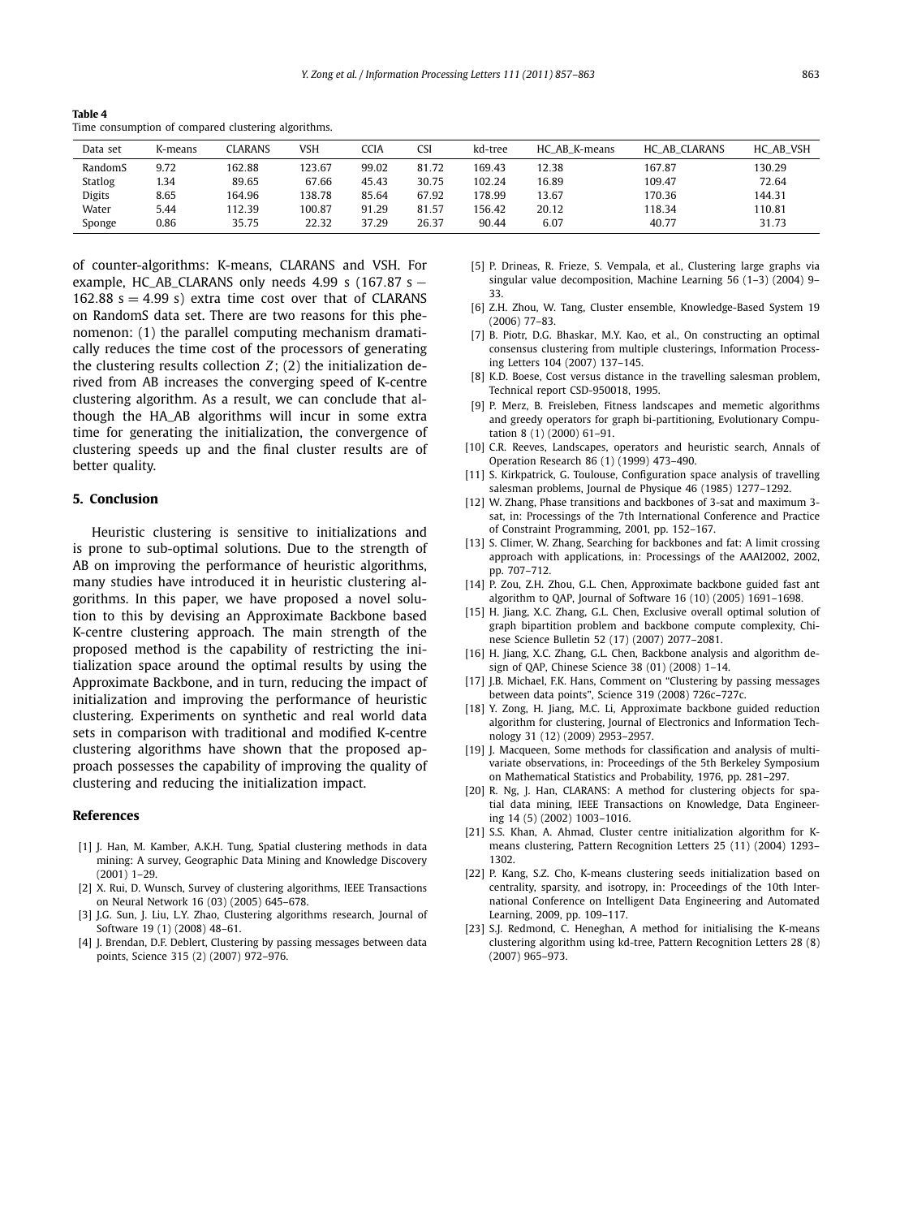**Table 4**
Time consumption of compared clustering algorithms.

| Data set | K-means | CLARANS | VSH | CCIA | CSI | kd-tree | HC_AB_K-means | HC_AB_CLARANS | HC_AB_VSH |
|---|---|---|---|---|---|---|---|---|---|
| RandomS | 9.72 | 162.88 | 123.67 | 99.02 | 81.72 | 169.43 | 12.38 | 167.87 | 130.29 |
| Statlog | 1.34 | 89.65 | 67.66 | 45.43 | 30.75 | 102.24 | 16.89 | 109.47 | 72.64 |
| Digits | 8.65 | 164.96 | 138.78 | 85.64 | 67.92 | 178.99 | 13.67 | 170.36 | 144.31 |
| Water | 5.44 | 112.39 | 100.87 | 91.29 | 81.57 | 156.42 | 20.12 | 118.34 | 110.81 |
| Sponge | 0.86 | 35.75 | 22.32 | 37.29 | 26.37 | 90.44 | 6.07 | 40.77 | 31.73 |

of counter-algorithms: K-means, CLARANS and VSH. For example, HC_AB_CLARANS only needs 4.99 s (167.87 s − 162.88 s = 4.99 s) extra time cost over that of CLARANS on RandomS data set. There are two reasons for this phenomenon: (1) the parallel computing mechanism dramatically reduces the time cost of the processors of generating the clustering results collection $Z$; (2) the initialization derived from AB increases the converging speed of K-centre clustering algorithm. As a result, we can conclude that although the HA_AB algorithms will incur in some extra time for generating the initialization, the convergence of clustering speeds up and the final cluster results are of better quality.

## 5. Conclusion

Heuristic clustering is sensitive to initializations and is prone to sub-optimal solutions. Due to the strength of AB on improving the performance of heuristic algorithms, many studies have introduced it in heuristic clustering algorithms. In this paper, we have proposed a novel solution to this by devising an Approximate Backbone based K-centre clustering approach. The main strength of the proposed method is the capability of restricting the initialization space around the optimal results by using the Approximate Backbone, and in turn, reducing the impact of initialization and improving the performance of heuristic clustering. Experiments on synthetic and real world data sets in comparison with traditional and modified K-centre clustering algorithms have shown that the proposed approach possesses the capability of improving the quality of clustering and reducing the initialization impact.

## References

[1] J. Han, M. Kamber, A.K.H. Tung, Spatial clustering methods in data mining: A survey, Geographic Data Mining and Knowledge Discovery (2001) 1–29.

[2] X. Rui, D. Wunsch, Survey of clustering algorithms, IEEE Transactions on Neural Network 16 (03) (2005) 645–678.

[3] J.G. Sun, J. Liu, L.Y. Zhao, Clustering algorithms research, Journal of Software 19 (1) (2008) 48–61.

[4] J. Brendan, D.F. Deblert, Clustering by passing messages between data points, Science 315 (2) (2007) 972–976.

[5] P. Drineas, R. Frieze, S. Vempala, et al., Clustering large graphs via singular value decomposition, Machine Learning 56 (1–3) (2004) 9–33.

[6] Z.H. Zhou, W. Tang, Cluster ensemble, Knowledge-Based System 19 (2006) 77–83.

[7] B. Piotr, D.G. Bhaskar, M.Y. Kao, et al., On constructing an optimal consensus clustering from multiple clusterings, Information Processing Letters 104 (2007) 137–145.

[8] K.D. Boese, Cost versus distance in the travelling salesman problem, Technical report CSD-950018, 1995.

[9] P. Merz, B. Freisleben, Fitness landscapes and memetic algorithms and greedy operators for graph bi-partitioning, Evolutionary Computation 8 (1) (2000) 61–91.

[10] C.R. Reeves, Landscapes, operators and heuristic search, Annals of Operation Research 86 (1) (1999) 473–490.

[11] S. Kirkpatrick, G. Toulouse, Configuration space analysis of travelling salesman problems, Journal de Physique 46 (1985) 1277–1292.

[12] W. Zhang, Phase transitions and backbones of 3-sat and maximum 3-sat, in: Processings of the 7th International Conference and Practice of Constraint Programming, 2001, pp. 152–167.

[13] S. Climer, W. Zhang, Searching for backbones and fat: A limit crossing approach with applications, in: Processings of the AAAI2002, 2002, pp. 707–712.

[14] P. Zou, Z.H. Zhou, G.L. Chen, Approximate backbone guided fast ant algorithm to QAP, Journal of Software 16 (10) (2005) 1691–1698.

[15] H. Jiang, X.C. Zhang, G.L. Chen, Exclusive overall optimal solution of graph bipartition problem and backbone compute complexity, Chinese Science Bulletin 52 (17) (2007) 2077–2081.

[16] H. Jiang, X.C. Zhang, G.L. Chen, Backbone analysis and algorithm design of QAP, Chinese Science 38 (01) (2008) 1–14.

[17] J.B. Michael, F.K. Hans, Comment on "Clustering by passing messages between data points", Science 319 (2008) 726c–727c.

[18] Y. Zong, H. Jiang, Approximate backbone guided reduction algorithm for clustering, Journal of Electronics and Information Technology 31 (12) (2009) 2953–2957.

[19] J. Macqueen, Some methods for classification and analysis of multivariate observations, in: Proceedings of the 5th Berkeley Symposium on Mathematical Statistics and Probability, 1976, pp. 281–297.

[20] R. Ng, J. Han, CLARANS: A method for clustering objects for spatial data mining, IEEE Transactions on Knowledge, Data Engineering 14 (5) (2002) 1003–1016.

[21] S.S. Khan, A. Ahmad, Cluster centre initialization algorithm for K-means clustering, Pattern Recognition Letters 25 (11) (2004) 1293–1302.

[22] P. Kang, S.Z. Cho, K-means clustering seeds initialization based on centrality, sparsity, and isotropy, in: Proceedings of the 10th International Conference on Intelligent Data Engineering and Automated Learning, 2009, pp. 109–117.

[23] S.J. Redmond, C. Heneghan, A method for initialising the K-means clustering algorithm using kd-tree, Pattern Recognition Letters 28 (8) (2007) 965–973.